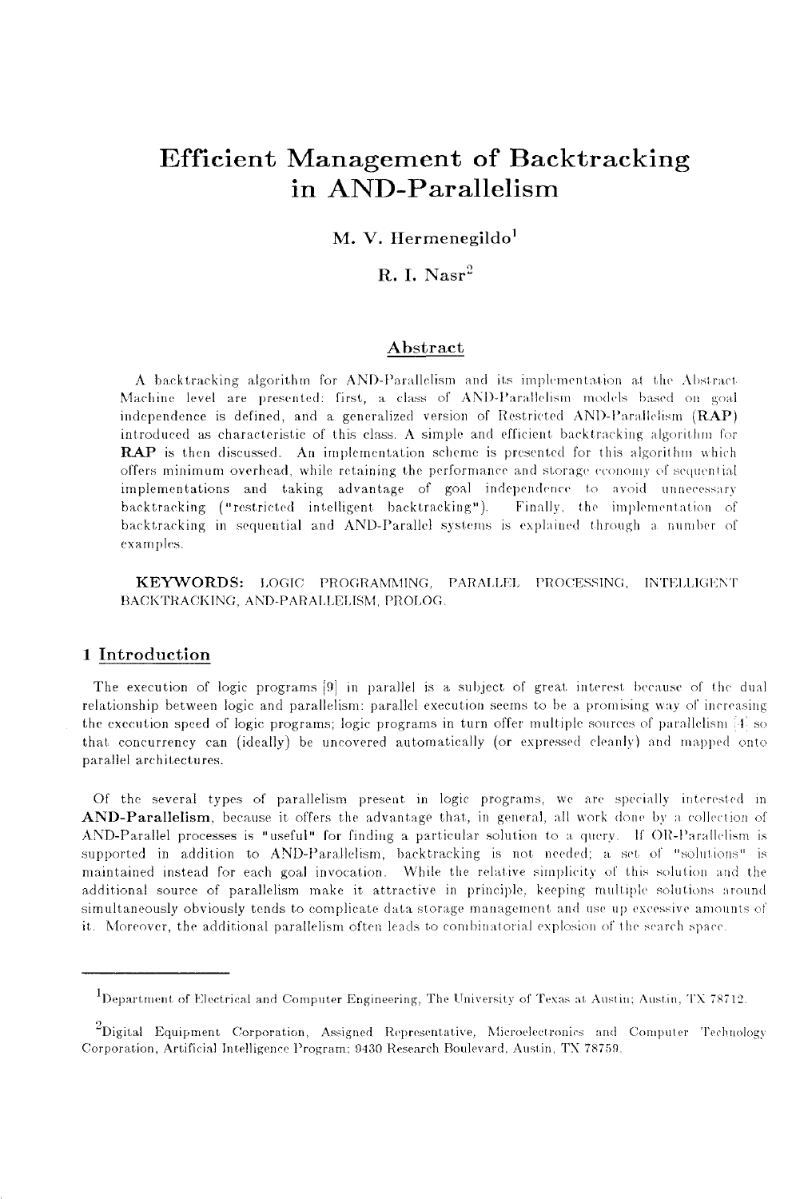# Efficient Management of Backtracking in AND-Parallelism

M. V. Hermenegildo[1]

R. I. Nasr[2]

## Abstract

A backtracking algorithm for AND-Parallelism and its implementation at the Abstract Machine level are presented: first, a class of AND-Parallelism models based on goal independence is defined, and a generalized version of Restricted AND-Parallelism (**RAP**) introduced as characteristic of this class. A simple and efficient backtracking algorithm for **RAP** is then discussed. An implementation scheme is presented for this algorithm which offers minimum overhead, while retaining the performance and storage economy of sequential implementations and taking advantage of goal independence to avoid unnecessary backtracking ("restricted intelligent backtracking"). Finally, the implementation of backtracking in sequential and AND-Parallel systems is explained through a number of examples.

**KEYWORDS:** LOGIC PROGRAMMING, PARALLEL PROCESSING, INTELLIGENT BACKTRACKING, AND-PARALLELISM, PROLOG.

## 1 Introduction

The execution of logic programs [9] in parallel is a subject of great interest because of the dual relationship between logic and parallelism: parallel execution seems to be a promising way of increasing the execution speed of logic programs; logic programs in turn offer multiple sources of parallelism [4] so that concurrency can (ideally) be uncovered automatically (or expressed cleanly) and mapped onto parallel architectures.

Of the several types of parallelism present in logic programs, we are specially interested in **AND-Parallelism**, because it offers the advantage that, in general, all work done by a collection of AND-Parallel processes is "useful" for finding a particular solution to a query. If OR-Parallelism is supported in addition to AND-Parallelism, backtracking is not needed; a set of "solutions" is maintained instead for each goal invocation. While the relative simplicity of this solution and the additional source of parallelism make it attractive in principle, keeping multiple solutions around simultaneously obviously tends to complicate data storage management and use up excessive amounts of it. Moreover, the additional parallelism often leads to combinatorial explosion of the search space.

---

[1] Department of Electrical and Computer Engineering, The University of Texas at Austin; Austin, TX 78712.

[2] Digital Equipment Corporation, Assigned Representative, Microelectronics and Computer Technology Corporation, Artificial Intelligence Program; 9430 Research Boulevard, Austin, TX 78759.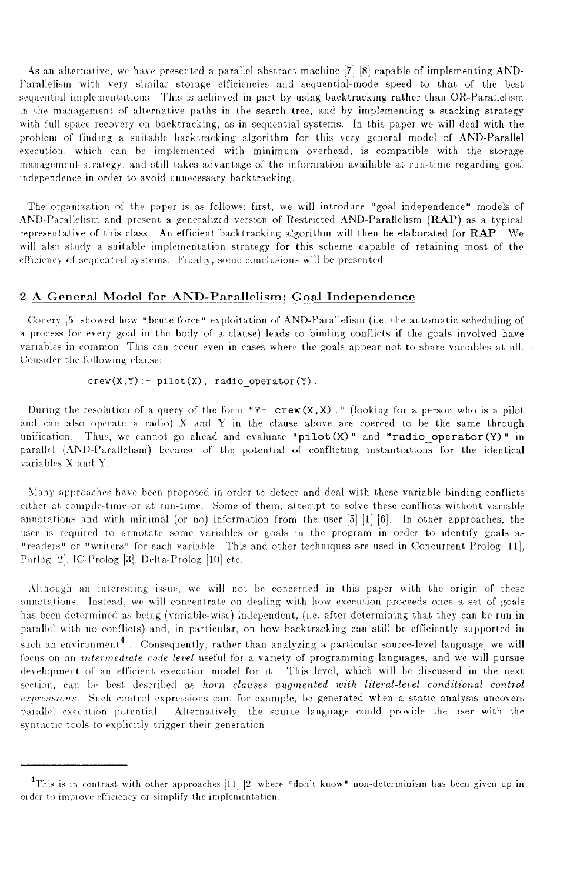As an alternative, we have presented a parallel abstract machine [7] [8] capable of implementing AND-Parallelism with very similar storage efficiencies and sequential-mode speed to that of the best sequential implementations. This is achieved in part by using backtracking rather than OR-Parallelism in the management of alternative paths in the search tree, and by implementing a stacking strategy with full space recovery on backtracking, as in sequential systems. In this paper we will deal with the problem of finding a suitable backtracking algorithm for this very general model of AND-Parallel execution, which can be implemented with minimum overhead, is compatible with the storage management strategy, and still takes advantage of the information available at run-time regarding goal independence in order to avoid unnecessary backtracking.

The organization of the paper is as follows: first, we will introduce "goal independence" models of AND-Parallelism and present a generalized version of Restricted AND-Parallelism (**RAP**) as a typical representative of this class. An efficient backtracking algorithm will then be elaborated for **RAP**. We will also study a suitable implementation strategy for this scheme capable of retaining most of the efficiency of sequential systems. Finally, some conclusions will be presented.

## 2 A General Model for AND-Parallelism: Goal Independence

Conery [5] showed how "brute force" exploitation of AND-Parallelism (i.e. the automatic scheduling of a process for every goal in the body of a clause) leads to binding conflicts if the goals involved have variables in common. This can occur even in cases where the goals appear not to share variables at all. Consider the following clause:

```
crew(X,Y):- pilot(X), radio_operator(Y).
```

During the resolution of a query of the form "`?- crew(X,X).`" (looking for a person who is a pilot and can also operate a radio) X and Y in the clause above are coerced to be the same through unification. Thus, we cannot go ahead and evaluate "`pilot(X)`" and "`radio_operator(Y)`" in parallel (AND-Parallelism) because of the potential of conflicting instantiations for the identical variables X and Y.

Many approaches have been proposed in order to detect and deal with these variable binding conflicts either at compile-time or at run-time. Some of them, attempt to solve these conflicts without variable annotations and with minimal (or no) information from the user [5] [1] [6]. In other approaches, the user is required to annotate some variables or goals in the program in order to identify goals as "readers" or "writers" for each variable. This and other techniques are used in Concurrent Prolog [11], Parlog [2], IC-Prolog [3], Delta-Prolog [10] etc.

Although an interesting issue, we will not be concerned in this paper with the origin of these annotations. Instead, we will concentrate on dealing with how execution proceeds once a set of goals has been determined as being (variable-wise) independent, (i.e. after determining that they can be run in parallel with no conflicts) and, in particular, on how backtracking can still be efficiently supported in such an environment[4]. Consequently, rather than analyzing a particular source-level language, we will focus on an *intermediate code level* useful for a variety of programming languages, and we will pursue development of an efficient execution model for it. This level, which will be discussed in the next section, can be best described as *horn clauses augmented with literal-level conditional control expressions*. Such control expressions can, for example, be generated when a static analysis uncovers parallel execution potential. Alternatively, the source language could provide the user with the syntactic tools to explicitly trigger their generation.

[4] This is in contrast with other approaches [11] [2] where "don't know" non-determinism has been given up in order to improve efficiency or simplify the implementation.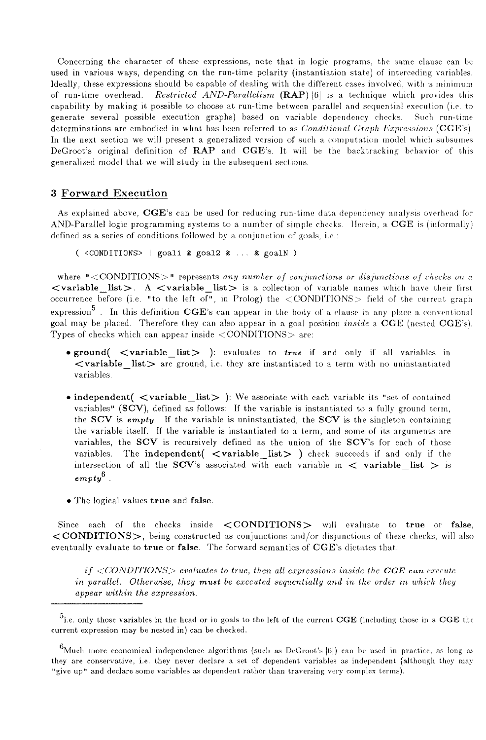Concerning the character of these expressions, note that in logic programs, the same clause can be used in various ways, depending on the run-time polarity (instantiation state) of interceding variables. Ideally, these expressions should be capable of dealing with the different cases involved, with a minimum of run-time overhead. *Restricted AND-Parallelism* (**RAP**) [6] is a technique which provides this capability by making it possible to choose at run-time between parallel and sequential execution (i.e. to generate several possible execution graphs) based on variable dependency checks. Such run-time determinations are embodied in what has been referred to as *Conditional Graph Expressions* (**CGE**'s). In the next section we will present a generalized version of such a computation model which subsumes DeGroot's original definition of **RAP** and **CGE**'s. It will be the backtracking behavior of this generalized model that we will study in the subsequent sections.

## 3 Forward Execution

As explained above, **CGE**'s can be used for reducing run-time data dependency analysis overhead for AND-Parallel logic programming systems to a number of simple checks. Herein, a **CGE** is (informally) defined as a series of conditions followed by a conjunction of goals, i.e.:

```
( <CONDITIONS> | goal1 & goal2 & ... & goalN )
```

where "<CONDITIONS>" represents *any number of conjunctions or disjunctions of checks on a* **<variable_list>**. A **<variable_list>** is a collection of variable names which have their first occurrence before (i.e. "to the left of", in Prolog) the <CONDITIONS> field of the current graph expression[5]. In this definition **CGE**'s can appear in the body of a clause in any place a conventional goal may be placed. Therefore they can also appear in a goal position *inside* a **CGE** (nested **CGE**'s). Types of checks which can appear inside <CONDITIONS> are:

- **ground( <variable_list> )**: evaluates to ***true*** if and only if all variables in **<variable_list>** are ground, i.e. they are instantiated to a term with no uninstantiated variables.

- **independent( <variable_list> )**: We associate with each variable its "set of contained variables" (**SCV**), defined as follows: If the variable is instantiated to a fully ground term, the **SCV** is ***empty***. If the variable is uninstantiated, the **SCV** is the singleton containing the variable itself. If the variable is instantiated to a term, and some of its arguments are variables, the **SCV** is recursively defined as the union of the **SCV**'s for each of those variables. The **independent( <variable_list> )** check succeeds if and only if the intersection of all the **SCV**'s associated with each variable in **< variable_list >** is ***empty***[6].

- The logical values **true** and **false**.

Since each of the checks inside **<CONDITIONS>** will evaluate to **true** or **false**, **<CONDITIONS>**, being constructed as conjunctions and/or disjunctions of these checks, will also eventually evaluate to **true** or **false**. The forward semantics of **CGE**'s dictates that:

> *if <CONDITIONS> evaluates to true, then all expressions inside the **CGE** **can** execute in parallel. Otherwise, they **must** be executed sequentially and in the order in which they appear within the expression.*

---

[5] i.e. only those variables in the head or in goals to the left of the current **CGE** (including those in a **CGE** the current expression may be nested in) can be checked.

[6] Much more economical independence algorithms (such as DeGroot's [6]) can be used in practice, as long as they are conservative, i.e. they never declare a set of dependent variables as independent (although they may "give up" and declare some variables as dependent rather than traversing very complex terms).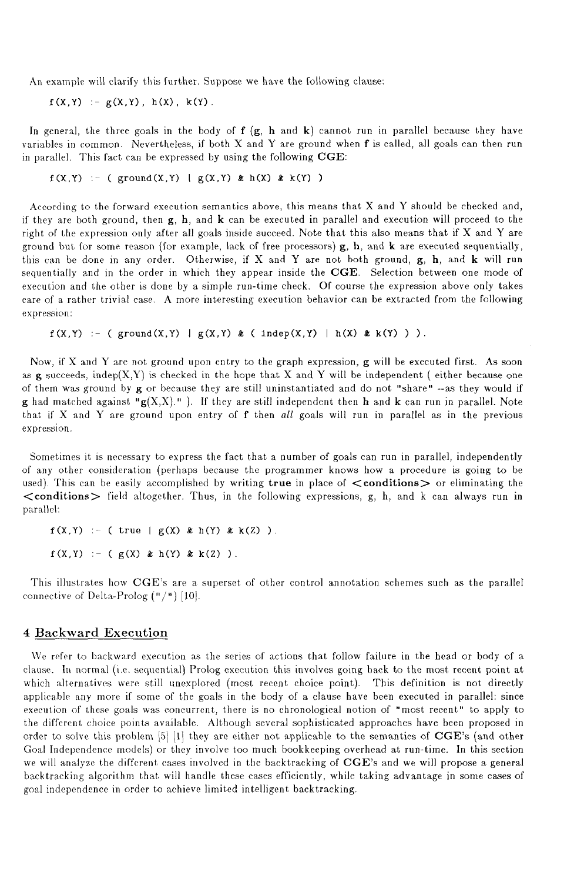An example will clarify this further. Suppose we have the following clause:

```
f(X,Y) :- g(X,Y), h(X), k(Y).
```

In general, the three goals in the body of **f** (**g**, **h** and **k**) cannot run in parallel because they have variables in common. Nevertheless, if both X and Y are ground when **f** is called, all goals can then run in parallel. This fact can be expressed by using the following **CGE**:

```
f(X,Y) :- ( ground(X,Y) | g(X,Y) & h(X) & k(Y) )
```

According to the forward execution semantics above, this means that X and Y should be checked and, if they are both ground, then **g**, **h**, and **k** can be executed in parallel and execution will proceed to the right of the expression only after all goals inside succeed. Note that this also means that if X and Y are ground but for some reason (for example, lack of free processors) **g**, **h**, and **k** are executed sequentially, this can be done in any order. Otherwise, if X and Y are not both ground, **g**, **h**, and **k** will run sequentially and in the order in which they appear inside the **CGE**. Selection between one mode of execution and the other is done by a simple run-time check. Of course the expression above only takes care of a rather trivial case. A more interesting execution behavior can be extracted from the following expression:

```
f(X,Y) :- ( ground(X,Y) | g(X,Y) & ( indep(X,Y) | h(X) & k(Y) ) ).
```

Now, if X and Y are not ground upon entry to the graph expression, **g** will be executed first. As soon as **g** succeeds, indep(X,Y) is checked in the hope that X and Y will be independent ( either because one of them was ground by **g** or because they are still uninstantiated and do not "share" --as they would if **g** had matched against "**g**(X,X)." ). If they are still independent then **h** and **k** can run in parallel. Note that if X and Y are ground upon entry of **f** then *all* goals will run in parallel as in the previous expression.

Sometimes it is necessary to express the fact that a number of goals can run in parallel, independently of any other consideration (perhaps because the programmer knows how a procedure is going to be used). This can be easily accomplished by writing **true** in place of **<conditions>** or eliminating the **<conditions>** field altogether. Thus, in the following expressions, g, h, and k can always run in parallel:

```
f(X,Y) :- ( true | g(X) & h(Y) & k(Z) ).

f(X,Y) :- ( g(X) & h(Y) & k(Z) ).
```

This illustrates how **CGE**'s are a superset of other control annotation schemes such as the parallel connective of Delta-Prolog ("/") [10].

## 4 Backward Execution

We refer to backward execution as the series of actions that follow failure in the head or body of a clause. In normal (i.e. sequential) Prolog execution this involves going back to the most recent point at which alternatives were still unexplored (most recent choice point). This definition is not directly applicable any more if some of the goals in the body of a clause have been executed in parallel: since execution of these goals was concurrent, there is no chronological notion of "most recent" to apply to the different choice points available. Although several sophisticated approaches have been proposed in order to solve this problem [5] [1] they are either not applicable to the semantics of **CGE**'s (and other Goal Independence models) or they involve too much bookkeeping overhead at run-time. In this section we will analyze the different cases involved in the backtracking of **CGE**'s and we will propose a general backtracking algorithm that will handle these cases efficiently, while taking advantage in some cases of goal independence in order to achieve limited intelligent backtracking.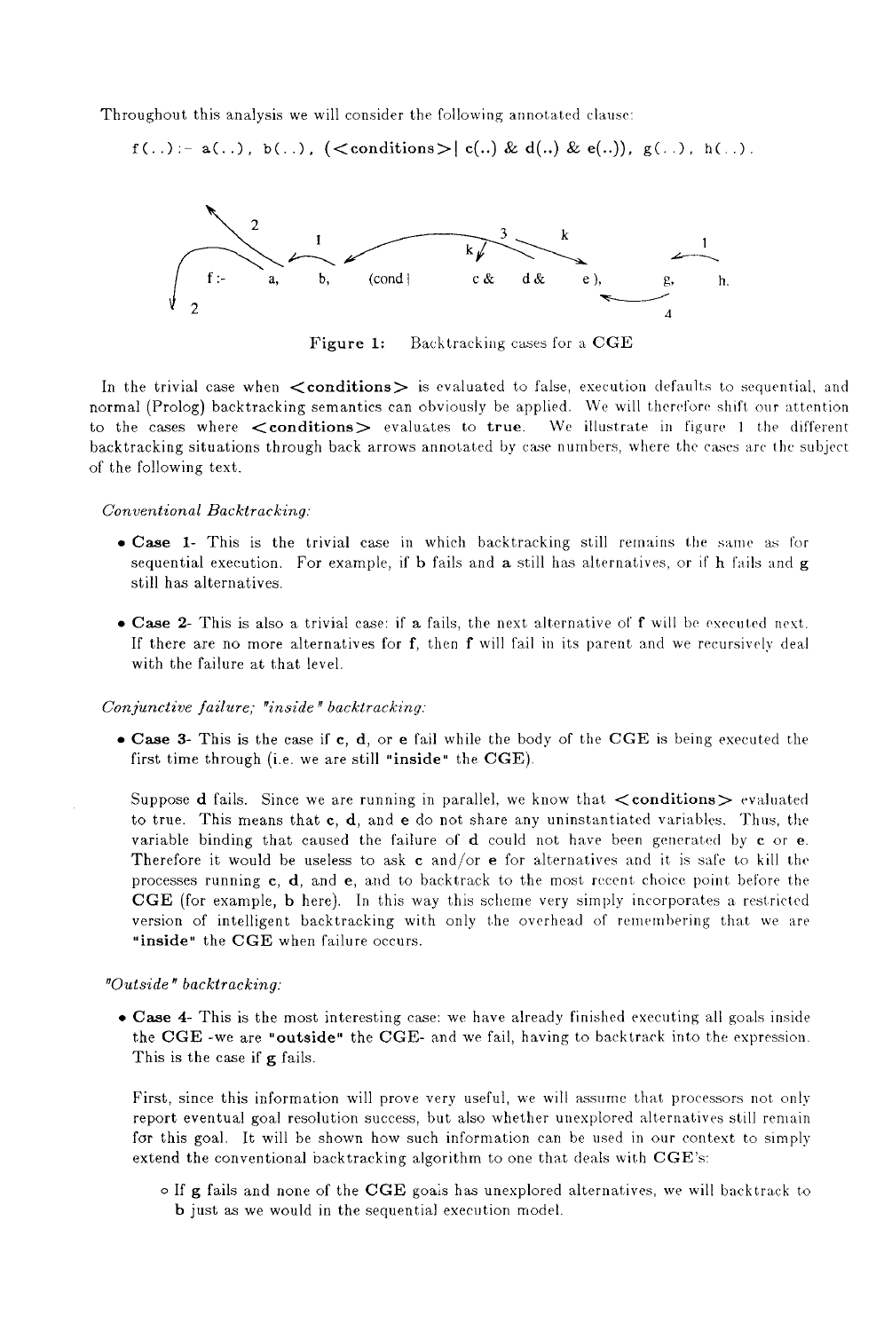Throughout this analysis we will consider the following annotated clause:

```
f(..) :- a(..), b(..), (<conditions>| c(..) & d(..) & e(..)), g(..), h(..).
```

2
1
3
k
k
1
f :- a, b, (cond | c & d & e ), g, h.
2
4

**Figure 1:** Backtracking cases for a **CGE**

In the trivial case when **<conditions>** is evaluated to false, execution defaults to sequential, and normal (Prolog) backtracking semantics can obviously be applied. We will therefore shift our attention to the cases where **<conditions>** evaluates to **true**. We illustrate in figure 1 the different backtracking situations through back arrows annotated by case numbers, where the cases are the subject of the following text.

*Conventional Backtracking:*

- **Case 1**- This is the trivial case in which backtracking still remains the same as for sequential execution. For example, if **b** fails and **a** still has alternatives, or if **h** fails and **g** still has alternatives.

- **Case 2**- This is also a trivial case: if **a** fails, the next alternative of **f** will be executed next. If there are no more alternatives for **f**, then **f** will fail in its parent and we recursively deal with the failure at that level.

*Conjunctive failure; "inside" backtracking:*

- **Case 3**- This is the case if **c**, **d**, or **e** fail while the body of the **CGE** is being executed the first time through (i.e. we are still **"inside"** the **CGE**).

  Suppose **d** fails. Since we are running in parallel, we know that **<conditions>** evaluated to true. This means that **c**, **d**, and **e** do not share any uninstantiated variables. Thus, the variable binding that caused the failure of **d** could not have been generated by **c** or **e**. Therefore it would be useless to ask **c** and/or **e** for alternatives and it is safe to kill the processes running **c**, **d**, and **e**, and to backtrack to the most recent choice point before the **CGE** (for example, **b** here). In this way this scheme very simply incorporates a restricted version of intelligent backtracking with only the overhead of remembering that we are **"inside"** the **CGE** when failure occurs.

*"Outside" backtracking:*

- **Case 4**- This is the most interesting case: we have already finished executing all goals inside the **CGE** -we are **"outside"** the **CGE**- and we fail, having to backtrack into the expression. This is the case if **g** fails.

  First, since this information will prove very useful, we will assume that processors not only report eventual goal resolution success, but also whether unexplored alternatives still remain for this goal. It will be shown how such information can be used in our context to simply extend the conventional backtracking algorithm to one that deals with **CGE**'s:

  - If **g** fails and none of the **CGE** goals has unexplored alternatives, we will backtrack to **b** just as we would in the sequential execution model.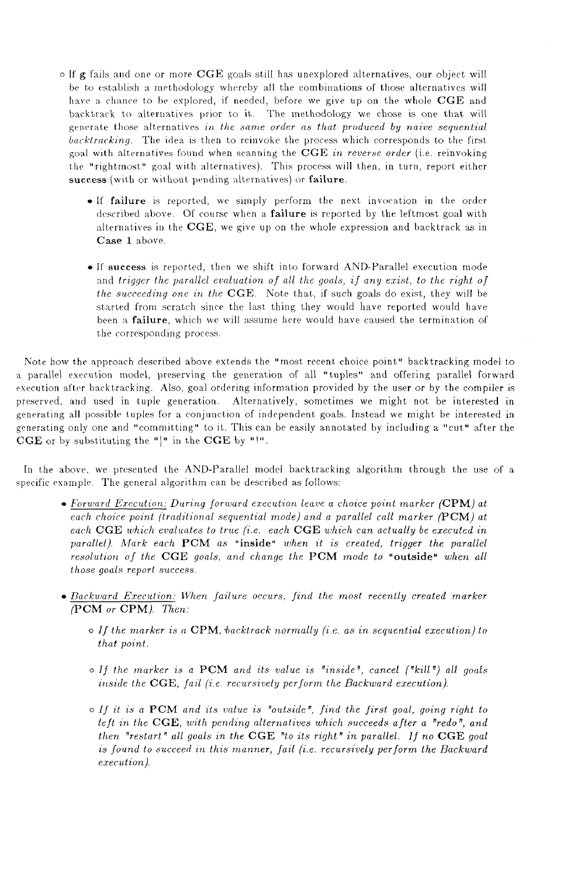- If **g** fails and one or more **CGE** goals still has unexplored alternatives, our object will be to establish a methodology whereby all the combinations of those alternatives will have a chance to be explored, if needed, before we give up on the whole **CGE** and backtrack to alternatives prior to it. The methodology we chose is one that will generate those alternatives *in the same order as that produced by naive sequential backtracking*. The idea is then to reinvoke the process which corresponds to the first goal with alternatives found when scanning the **CGE** *in reverse order* (i.e. reinvoking the "rightmost" goal with alternatives). This process will then, in turn, report either **success** (with or without pending alternatives) or **failure**.

  - If **failure** is reported, we simply perform the next invocation in the order described above. Of course when a **failure** is reported by the leftmost goal with alternatives in the **CGE**, we give up on the whole expression and backtrack as in **Case 1** above.

  - If **success** is reported, then we shift into forward AND-Parallel execution mode and *trigger the parallel evaluation of all the goals, if any exist, to the right of the succeeding one in the* **CGE**. Note that, if such goals do exist, they will be started from scratch since the last thing they would have reported would have been a **failure**, which we will assume here would have caused the termination of the corresponding process.

Note how the approach described above extends the "most recent choice point" backtracking model to a parallel execution model, preserving the generation of all "tuples" and offering parallel forward execution after backtracking. Also, goal ordering information provided by the user or by the compiler is preserved, and used in tuple generation. Alternatively, sometimes we might not be interested in generating all possible tuples for a conjunction of independent goals. Instead we might be interested in generating only one and "committing" to it. This can be easily annotated by including a "cut" after the **CGE** or by substituting the "|" in the **CGE** by "!".

In the above, we presented the AND-Parallel model backtracking algorithm through the use of a specific example. The general algorithm can be described as follows:

- *Forward Execution: During forward execution leave a choice point marker (***CPM***) at each choice point (traditional sequential mode) and a parallel call marker (***PCM***) at each* **CGE** *which evaluates to true (i.e. each* **CGE** *which can actually be executed in parallel). Mark each* **PCM** *as* **"inside"** *when it is created, trigger the parallel resolution of the* **CGE** *goals, and change the* **PCM** *mode to* **"outside"** *when all those goals report success.*

- *Backward Execution: When failure occurs, find the most recently created marker (***PCM** *or* **CPM***). Then:*

  - *If the marker is a* **CPM**, *backtrack normally (i.e. as in sequential execution) to that point.*

  - *If the marker is a* **PCM** *and its value is "inside", cancel ("kill") all goals inside the* **CGE**, *fail (i.e. recursively perform the Backward execution).*

  - *If it is a* **PCM** *and its value is "outside", find the first goal, going right to left in the* **CGE**, *with pending alternatives which succeeds after a "redo", and then "restart" all goals in the* **CGE** *"to its right" in parallel. If no* **CGE** *goal is found to succeed in this manner, fail (i.e. recursively perform the Backward execution).*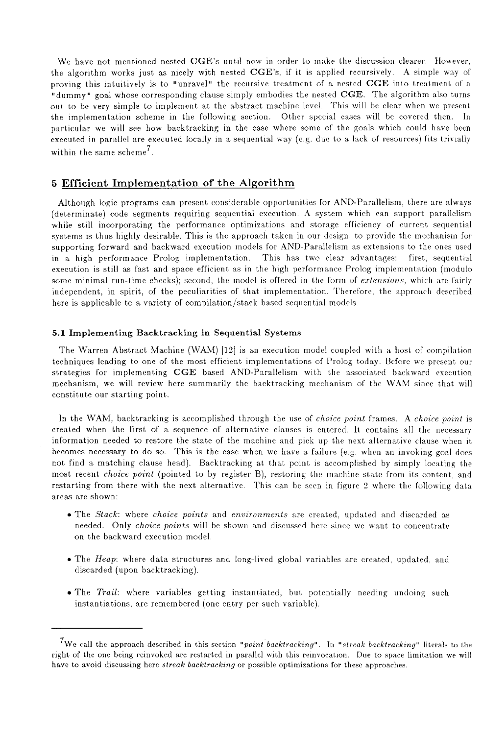We have not mentioned nested **CGE**'s until now in order to make the discussion clearer. However, the algorithm works just as nicely with nested **CGE**'s, if it is applied recursively. A simple way of proving this intuitively is to "unravel" the recursive treatment of a nested **CGE** into treatment of a "dummy" goal whose corresponding clause simply embodies the nested **CGE**. The algorithm also turns out to be very simple to implement at the abstract machine level. This will be clear when we present the implementation scheme in the following section. Other special cases will be covered then. In particular we will see how backtracking in the case where some of the goals which could have been executed in parallel are executed locally in a sequential way (e.g. due to a lack of resources) fits trivially within the same scheme[7].

## 5 Efficient Implementation of the Algorithm

Although logic programs can present considerable opportunities for AND-Parallelism, there are always (determinate) code segments requiring sequential execution. A system which can support parallelism while still incorporating the performance optimizations and storage efficiency of current sequential systems is thus highly desirable. This is the approach taken in our design: to provide the mechanism for supporting forward and backward execution models for AND-Parallelism as extensions to the ones used in a high performance Prolog implementation. This has two clear advantages: first, sequential execution is still as fast and space efficient as in the high performance Prolog implementation (modulo some minimal run-time checks); second, the model is offered in the form of *extensions*, which are fairly independent, in spirit, of the peculiarities of that implementation. Therefore, the approach described here is applicable to a variety of compilation/stack based sequential models.

### 5.1 Implementing Backtracking in Sequential Systems

The Warren Abstract Machine (WAM) [12] is an execution model coupled with a host of compilation techniques leading to one of the most efficient implementations of Prolog today. Before we present our strategies for implementing **CGE** based AND-Parallelism with the associated backward execution mechanism, we will review here summarily the backtracking mechanism of the WAM since that will constitute our starting point.

In the WAM, backtracking is accomplished through the use of *choice point* frames. A *choice point* is created when the first of a sequence of alternative clauses is entered. It contains all the necessary information needed to restore the state of the machine and pick up the next alternative clause when it becomes necessary to do so. This is the case when we have a failure (e.g. when an invoking goal does not find a matching clause head). Backtracking at that point is accomplished by simply locating the most recent *choice point* (pointed to by register B), restoring the machine state from its content, and restarting from there with the next alternative. This can be seen in figure 2 where the following data areas are shown:

- The *Stack*: where *choice points* and *environments* are created, updated and discarded as needed. Only *choice points* will be shown and discussed here since we want to concentrate on the backward execution model.
- The *Heap*: where data structures and long-lived global variables are created, updated, and discarded (upon backtracking).
- The *Trail*: where variables getting instantiated, but potentially needing undoing such instantiations, are remembered (one entry per such variable).

---

[7] We call the approach described in this section "*point backtracking*". In "*streak backtracking*" literals to the right of the one being reinvoked are restarted in parallel with this reinvocation. Due to space limitation we will have to avoid discussing here *streak backtracking* or possible optimizations for these approaches.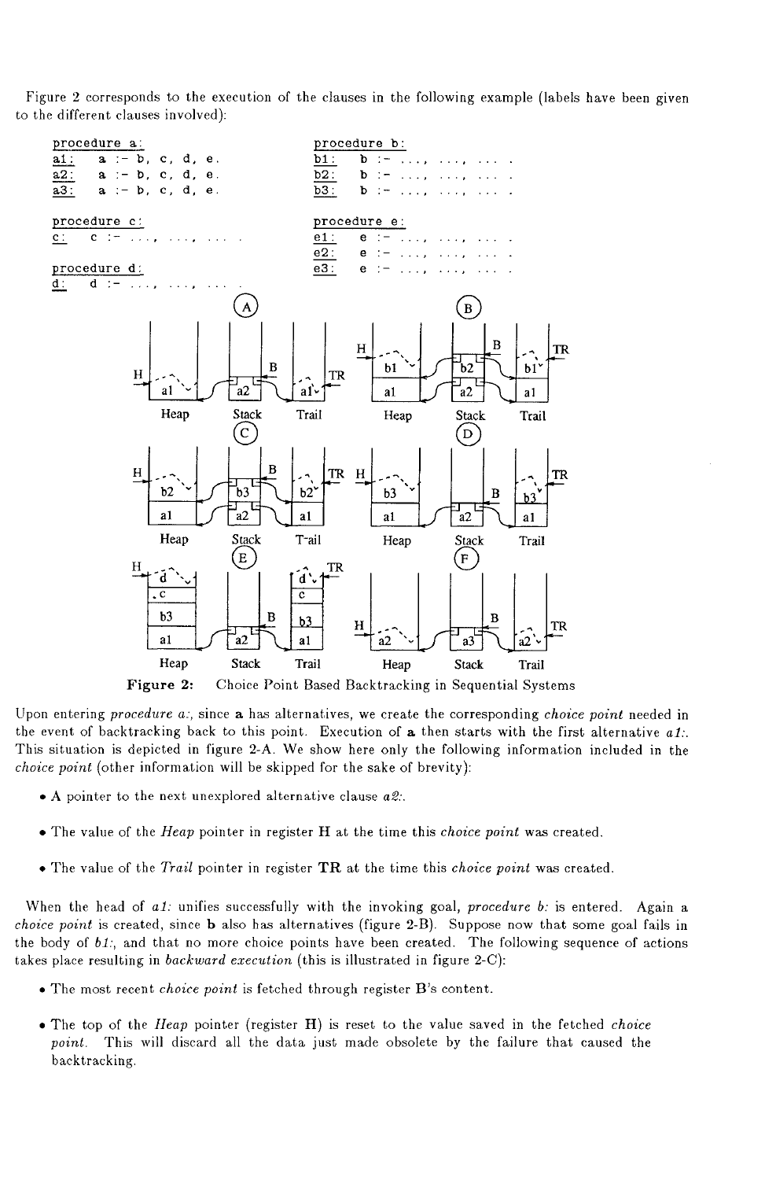Figure 2 corresponds to the execution of the clauses in the following example (labels have been given to the different clauses involved):

```
procedure a:                 procedure b:
a1:   a :- b, c, d, e.       b1:   b :- ..., ..., ... .
a2:   a :- b, c, d, e.       b2:   b :- ..., ..., ... .
a3:   a :- b, c, d, e.       b3:   b :- ..., ..., ... .

procedure c:                 procedure e:
c:    c :- ..., ..., ... .   e1:   e :- ..., ..., ... .
                             e2:   e :- ..., ..., ... .
procedure d:                 e3:   e :- ..., ..., ... .
d:    d :- ..., ..., ... .
```

A
H
a1
Heap
B
a2
Stack
TR
a1
Trail

B
H
b1
a1
Heap
B
b2
a2
Stack
TR
b1
a1
Trail

C
H
b2
a1
Heap
B
b3
a2
Stack
TR
b2
a1
Trail

D
H
b3
a1
Heap
B
a2
Stack
TR
b3
a1
Trail

E
H
d
c
b3
a1
Heap
B
a2
Stack
TR
d
c
b3
a1
Trail

F
H
a2
Heap
B
a3
Stack
TR
a2
Trail

**Figure 2:** Choice Point Based Backtracking in Sequential Systems

Upon entering *procedure a:*, since **a** has alternatives, we create the corresponding *choice point* needed in the event of backtracking back to this point. Execution of **a** then starts with the first alternative *a1:*. This situation is depicted in figure 2-A. We show here only the following information included in the *choice point* (other information will be skipped for the sake of brevity):

- A pointer to the next unexplored alternative clause *a2:*.
- The value of the *Heap* pointer in register **H** at the time this *choice point* was created.
- The value of the *Trail* pointer in register **TR** at the time this *choice point* was created.

When the head of *a1:* unifies successfully with the invoking goal, *procedure b:* is entered. Again a *choice point* is created, since **b** also has alternatives (figure 2-B). Suppose now that some goal fails in the body of *b1:*, and that no more choice points have been created. The following sequence of actions takes place resulting in *backward execution* (this is illustrated in figure 2-C):

- The most recent *choice point* is fetched through register **B**'s content.
- The top of the *Heap* pointer (register **H**) is reset to the value saved in the fetched *choice point*. This will discard all the data just made obsolete by the failure that caused the backtracking.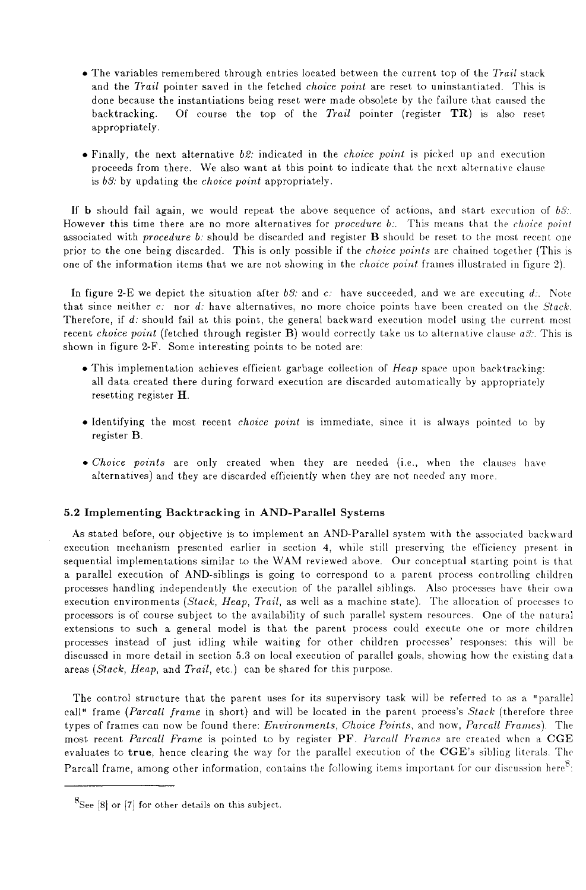- The variables remembered through entries located between the current top of the *Trail* stack and the *Trail* pointer saved in the fetched *choice point* are reset to uninstantiated. This is done because the instantiations being reset were made obsolete by the failure that caused the backtracking. Of course the top of the *Trail* pointer (register **TR**) is also reset appropriately.

- Finally, the next alternative *b2:* indicated in the *choice point* is picked up and execution proceeds from there. We also want at this point to indicate that the next alternative clause is *b3:* by updating the *choice point* appropriately.

If **b** should fail again, we would repeat the above sequence of actions, and start execution of *b3:*. However this time there are no more alternatives for *procedure b:*. This means that the *choice point* associated with *procedure b:* should be discarded and register **B** should be reset to the most recent one prior to the one being discarded. This is only possible if the *choice points* are chained together (This is one of the information items that we are not showing in the *choice point* frames illustrated in figure 2).

In figure 2-E we depict the situation after *b3:* and *c:* have succeeded, and we are executing *d:*. Note that since neither *c:* nor *d:* have alternatives, no more choice points have been created on the *Stack*. Therefore, if *d:* should fail at this point, the general backward execution model using the current most recent *choice point* (fetched through register **B**) would correctly take us to alternative clause *a3:*. This is shown in figure 2-F. Some interesting points to be noted are:

- This implementation achieves efficient garbage collection of *Heap* space upon backtracking: all data created there during forward execution are discarded automatically by appropriately resetting register **H**.

- Identifying the most recent *choice point* is immediate, since it is always pointed to by register **B**.

- *Choice points* are only created when they are needed (i.e., when the clauses have alternatives) and they are discarded efficiently when they are not needed any more.

### 5.2 Implementing Backtracking in AND-Parallel Systems

As stated before, our objective is to implement an AND-Parallel system with the associated backward execution mechanism presented earlier in section 4, while still preserving the efficiency present in sequential implementations similar to the WAM reviewed above. Our conceptual starting point is that a parallel execution of AND-siblings is going to correspond to a parent process controlling children processes handling independently the execution of the parallel siblings. Also processes have their own execution environments (*Stack*, *Heap*, *Trail*, as well as a machine state). The allocation of processes to processors is of course subject to the availability of such parallel system resources. One of the natural extensions to such a general model is that the parent process could execute one or more children processes instead of just idling while waiting for other children processes' responses: this will be discussed in more detail in section 5.3 on local execution of parallel goals, showing how the existing data areas (*Stack*, *Heap*, and *Trail*, etc.) can be shared for this purpose.

The control structure that the parent uses for its supervisory task will be referred to as a "parallel call" frame (*Parcall frame* in short) and will be located in the parent process's *Stack* (therefore three types of frames can now be found there: *Environments*, *Choice Points*, and now, *Parcall Frames*). The most recent *Parcall Frame* is pointed to by register **PF**. *Parcall Frames* are created when a **CGE** evaluates to **true**, hence clearing the way for the parallel execution of the **CGE**'s sibling literals. The Parcall frame, among other information, contains the following items important for our discussion here[8]:

[8] See [8] or [7] for other details on this subject.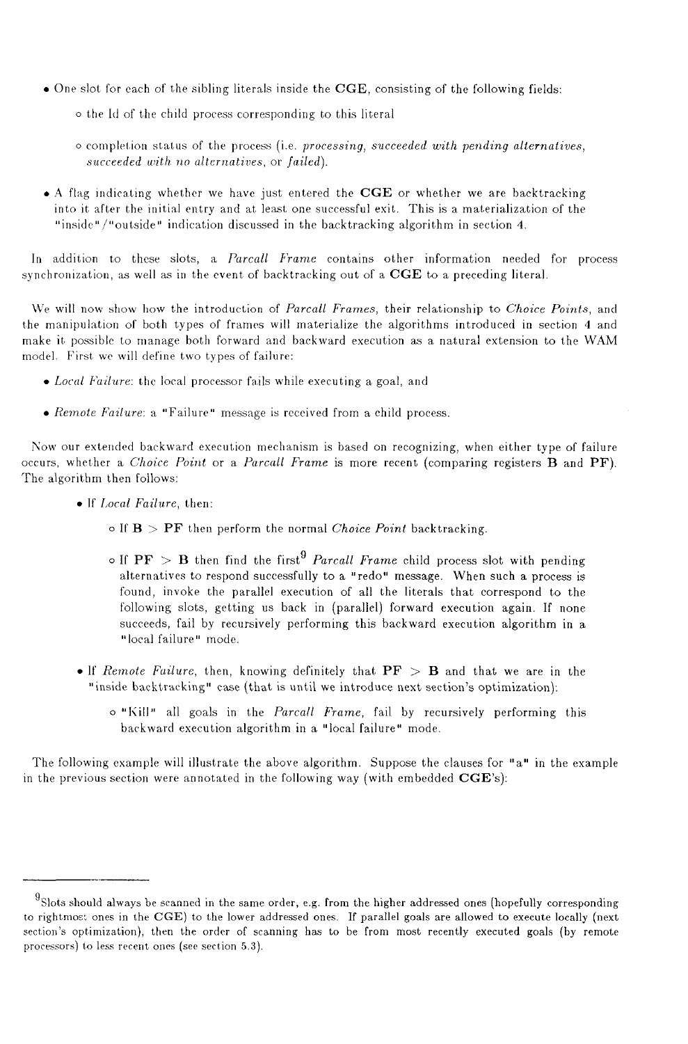- One slot for each of the sibling literals inside the **CGE**, consisting of the following fields:
  - the Id of the child process corresponding to this literal
  - completion status of the process (i.e. *processing*, *succeeded with pending alternatives*, *succeeded with no alternatives*, or *failed*).
- A flag indicating whether we have just entered the **CGE** or whether we are backtracking into it after the initial entry and at least one successful exit. This is a materialization of the "inside"/"outside" indication discussed in the backtracking algorithm in section 4.

In addition to these slots, a *Parcall Frame* contains other information needed for process synchronization, as well as in the event of backtracking out of a **CGE** to a preceding literal.

We will now show how the introduction of *Parcall Frames*, their relationship to *Choice Points*, and the manipulation of both types of frames will materialize the algorithms introduced in section 4 and make it possible to manage both forward and backward execution as a natural extension to the WAM model. First we will define two types of failure:

- *Local Failure*: the local processor fails while executing a goal, and
- *Remote Failure*: a "Failure" message is received from a child process.

Now our extended backward execution mechanism is based on recognizing, when either type of failure occurs, whether a *Choice Point* or a *Parcall Frame* is more recent (comparing registers **B** and **PF**). The algorithm then follows:

- If *Local Failure*, then:
  - If **B** > **PF** then perform the normal *Choice Point* backtracking.
  - If **PF** > **B** then find the first[9] *Parcall Frame* child process slot with pending alternatives to respond successfully to a "redo" message. When such a process is found, invoke the parallel execution of all the literals that correspond to the following slots, getting us back in (parallel) forward execution again. If none succeeds, fail by recursively performing this backward execution algorithm in a "local failure" mode.
- If *Remote Failure*, then, knowing definitely that **PF** > **B** and that we are in the "inside backtracking" case (that is until we introduce next section's optimization):
  - "Kill" all goals in the *Parcall Frame*, fail by recursively performing this backward execution algorithm in a "local failure" mode.

The following example will illustrate the above algorithm. Suppose the clauses for "a" in the example in the previous section were annotated in the following way (with embedded **CGE**'s):

[9] Slots should always be scanned in the same order, e.g. from the higher addressed ones (hopefully corresponding to rightmost ones in the CGE) to the lower addressed ones. If parallel goals are allowed to execute locally (next section's optimization), then the order of scanning has to be from most recently executed goals (by remote processors) to less recent ones (see section 5.3).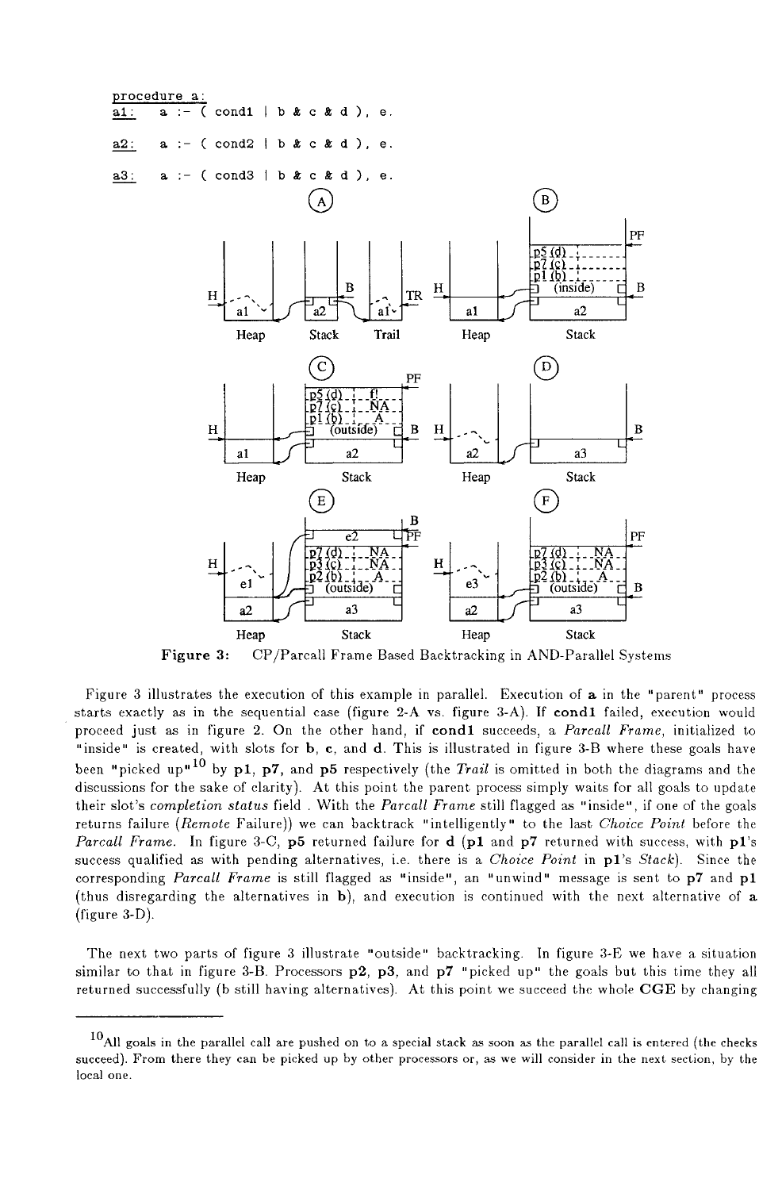```
procedure a:
a1:   a :- ( cond1 | b & c & d ), e.

a2:   a :- ( cond2 | b & c & d ), e.

a3:   a :- ( cond3 | b & c & d ), e.
```

**Figure 3:** CP/Parcall Frame Based Backtracking in AND-Parallel Systems

Figure 3 illustrates the execution of this example in parallel. Execution of **a** in the "parent" process starts exactly as in the sequential case (figure 2-A vs. figure 3-A). If **cond1** failed, execution would proceed just as in figure 2. On the other hand, if **cond1** succeeds, a *Parcall Frame*, initialized to "inside" is created, with slots for **b**, **c**, and **d**. This is illustrated in figure 3-B where these goals have been "picked up"[10] by **p1**, **p7**, and **p5** respectively (the *Trail* is omitted in both the diagrams and the discussions for the sake of clarity). At this point the parent process simply waits for all goals to update their slot's *completion status* field . With the *Parcall Frame* still flagged as "inside", if one of the goals returns failure (*Remote* Failure)) we can backtrack "intelligently" to the last *Choice Point* before the *Parcall Frame*. In figure 3-C, **p5** returned failure for **d** (**p1** and **p7** returned with success, with **p1**'s success qualified as with pending alternatives, i.e. there is a *Choice Point* in **p1**'s *Stack*). Since the corresponding *Parcall Frame* is still flagged as "inside", an "unwind" message is sent to **p7** and **p1** (thus disregarding the alternatives in **b**), and execution is continued with the next alternative of **a** (figure 3-D).

The next two parts of figure 3 illustrate "outside" backtracking. In figure 3-E we have a situation similar to that in figure 3-B. Processors **p2**, **p3**, and **p7** "picked up" the goals but this time they all returned successfully (b still having alternatives). At this point we succeed the whole **CGE** by changing

[10] All goals in the parallel call are pushed on to a special stack as soon as the parallel call is entered (the checks succeed). From there they can be picked up by other processors or, as we will consider in the next section, by the local one.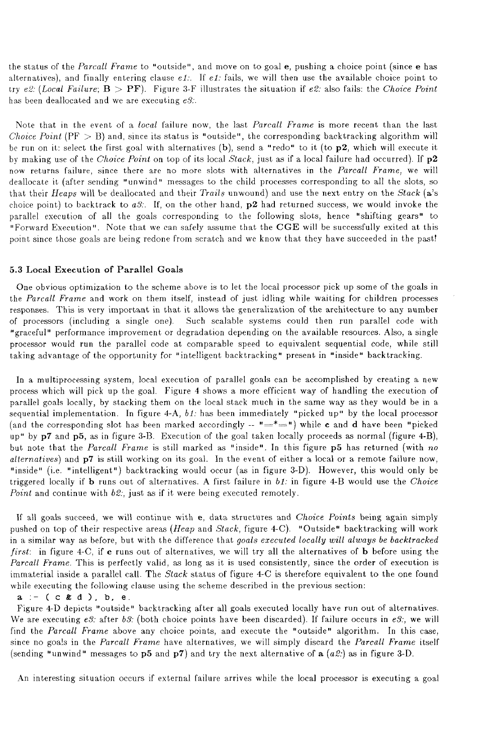the status of the *Parcall Frame* to "outside", and move on to goal **e**, pushing a choice point (since **e** has alternatives), and finally entering clause *e1:*. If *e1:* fails, we will then use the available choice point to try *e2:* (*Local Failure*; **B > PF**). Figure 3-F illustrates the situation if *e2:* also fails: the *Choice Point* has been deallocated and we are executing *e3:*.

Note that in the event of a *local* failure now, the last *Parcall Frame* is more recent than the last *Choice Point* (PF > B) and, since its status is "outside", the corresponding backtracking algorithm will be run on it: select the first goal with alternatives (**b**), send a "redo" to it (to **p2**, which will execute it by making use of the *Choice Point* on top of its local *Stack*, just as if a local failure had occurred). If **p2** now returns failure, since there are no more slots with alternatives in the *Parcall Frame*, we will deallocate it (after sending "unwind" messages to the child processes corresponding to all the slots, so that their *Heaps* will be deallocated and their *Trails* unwound) and use the next entry on the *Stack* (**a**'s choice point) to backtrack to *a3:*. If, on the other hand, **p2** had returned success, we would invoke the parallel execution of all the goals corresponding to the following slots, hence "shifting gears" to "Forward Execution". Note that we can safely assume that the **CGE** will be successfully exited at this point since those goals are being redone from scratch and we know that they have succeeded in the past!

### 5.3 Local Execution of Parallel Goals

One obvious optimization to the scheme above is to let the local processor pick up some of the goals in the *Parcall Frame* and work on them itself, instead of just idling while waiting for children processes responses. This is very important in that it allows the generalization of the architecture to any number of processors (including a single one). Such scalable systems could then run parallel code with "graceful" performance improvement or degradation depending on the available resources. Also, a single processor would run the parallel code at comparable speed to equivalent sequential code, while still taking advantage of the opportunity for "intelligent backtracking" present in "inside" backtracking.

In a multiprocessing system, local execution of parallel goals can be accomplished by creating a new process which will pick up the goal. Figure 4 shows a more efficient way of handling the execution of parallel goals locally, by stacking them on the local stack much in the same way as they would be in a sequential implementation. In figure 4-A, *b1:* has been immediately "picked up" by the local processor (and the corresponding slot has been marked accordingly -- "=*=") while **c** and **d** have been "picked up" by **p7** and **p5**, as in figure 3-B. Execution of the goal taken locally proceeds as normal (figure 4-B), but note that the *Parcall Frame* is still marked as "inside". In this figure **p5** has returned (with *no alternatives*) and **p7** is still working on its goal. In the event of either a local or a remote failure now, "inside" (i.e. "intelligent") backtracking would occur (as in figure 3-D). However, this would only be triggered locally if **b** runs out of alternatives. A first failure in *b1:* in figure 4-B would use the *Choice Point* and continue with *b2:*, just as if it were being executed remotely.

If all goals succeed, we will continue with **e**, data structures and *Choice Points* being again simply pushed on top of their respective areas (*Heap* and *Stack*, figure 4-C). "Outside" backtracking will work in a similar way as before, but with the difference that *goals executed locally will always be backtracked first*: in figure 4-C, if **e** runs out of alternatives, we will try all the alternatives of **b** before using the *Parcall Frame*. This is perfectly valid, as long as it is used consistently, since the order of execution is immaterial inside a parallel call. The *Stack* status of figure 4-C is therefore equivalent to the one found while executing the following clause using the scheme described in the previous section:

```
a :- ( c & d ), b, e.
```

Figure 4-D depicts "outside" backtracking after all goals executed locally have run out of alternatives. We are executing *e3:* after *b3:* (both choice points have been discarded). If failure occurs in *e3:*, we will find the *Parcall Frame* above any choice points, and execute the "outside" algorithm. In this case, since no goals in the *Parcall Frame* have alternatives, we will simply discard the *Parcall Frame* itself (sending "unwind" messages to **p5** and **p7**) and try the next alternative of **a** (*a2:*) as in figure 3-D.

An interesting situation occurs if external failure arrives while the local processor is executing a goal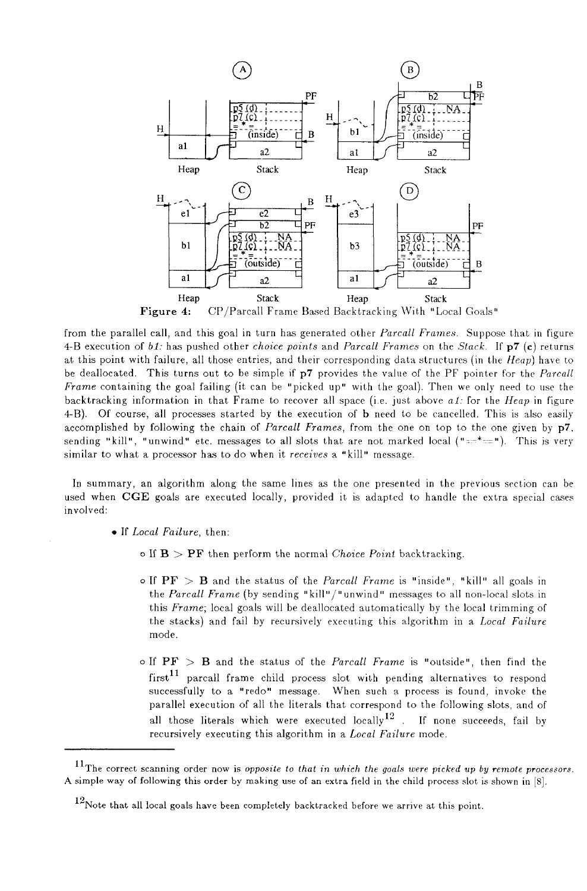A

PF

p5 (d)

p7 (c)

(inside)

B

H

a1

a2

Heap

Stack

B

B

PF

b2

p5 (d) NA

p7 (c)

(inside)

H

b1

a1

a2

Heap

Stack

C

H

e1

B

e2

b2

PF

p5 (d) NA

p7 (c) NA

b1

(outside)

a1

a2

Heap

Stack

D

H

e3

PF

p5 (d) NA

p7 (c) NA

b3

(outside)

B

a1

a2

Heap

Stack

**Figure 4:** CP/Parcall Frame Based Backtracking With "Local Goals"

from the parallel call, and this goal in turn has generated other *Parcall Frames*. Suppose that in figure 4-B execution of *b1:* has pushed other *choice points* and *Parcall Frames* on the *Stack*. If **p7 (c)** returns at this point with failure, all those entries, and their corresponding data structures (in the *Heap*) have to be deallocated. This turns out to be simple if **p7** provides the value of the PF pointer for the *Parcall Frame* containing the goal failing (it can be "picked up" with the goal). Then we only need to use the backtracking information in that Frame to recover all space (i.e. just above *a1:* for the *Heap* in figure 4-B). Of course, all processes started by the execution of **b** need to be cancelled. This is also easily accomplished by following the chain of *Parcall Frames*, from the one on top to the one given by **p7**, sending "kill", "unwind" etc. messages to all slots that are not marked local ("==*=="). This is very similar to what a processor has to do when it *receives* a "kill" message.

In summary, an algorithm along the same lines as the one presented in the previous section can be used when **CGE** goals are executed locally, provided it is adapted to handle the extra special cases involved:

- If *Local Failure*, then:
  - If **B** > **PF** then perform the normal *Choice Point* backtracking.
  - If **PF** > **B** and the status of the *Parcall Frame* is "inside", "kill" all goals in the *Parcall Frame* (by sending "kill"/"unwind" messages to all non-local slots in this *Frame*; local goals will be deallocated automatically by the local trimming of the stacks) and fail by recursively executing this algorithm in a *Local Failure* mode.
  - If **PF** > **B** and the status of the *Parcall Frame* is "outside", then find the first[11] parcall frame child process slot with pending alternatives to respond successfully to a "redo" message. When such a process is found, invoke the parallel execution of all the literals that correspond to the following slots, and of all those literals which were executed locally[12]. If none succeeds, fail by recursively executing this algorithm in a *Local Failure* mode.

[11] The correct scanning order now is *opposite to that in which the goals were picked up by remote processors*. A simple way of following this order by making use of an extra field in the child process slot is shown in [8].

[12] Note that all local goals have been completely backtracked before we arrive at this point.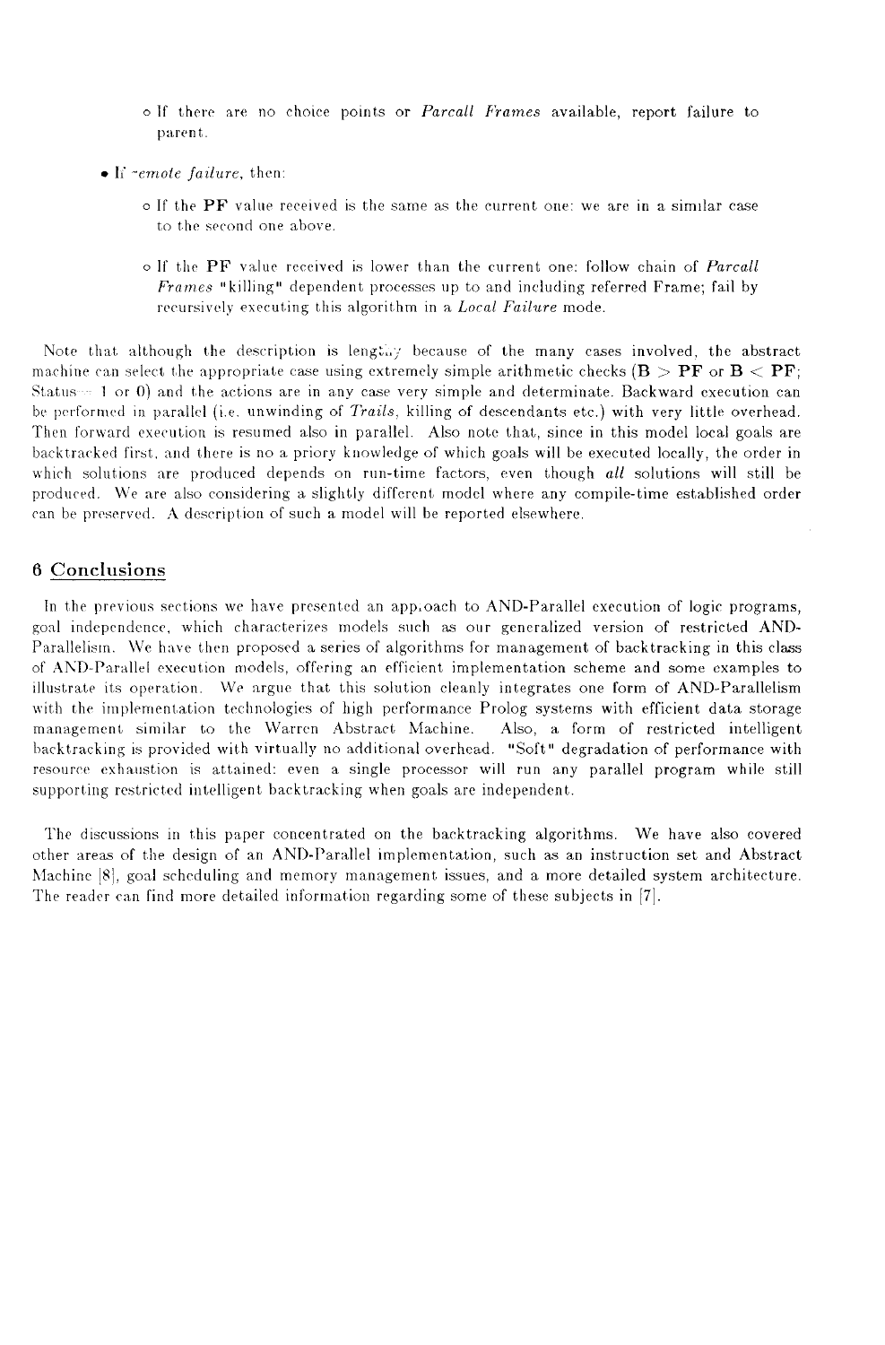- If there are no choice points or *Parcall Frames* available, report failure to parent.

- If *remote failure*, then:

  - If the **PF** value received is the same as the current one: we are in a similar case to the second one above.

  - If the **PF** value received is lower than the current one: follow chain of *Parcall Frames* "killing" dependent processes up to and including referred Frame; fail by recursively executing this algorithm in a *Local Failure* mode.

Note that although the description is lengthy because of the many cases involved, the abstract machine can select the appropriate case using extremely simple arithmetic checks (**B** > **PF** or **B** < **PF**; Status = 1 or 0) and the actions are in any case very simple and determinate. Backward execution can be performed in parallel (i.e. unwinding of *Trails*, killing of descendants etc.) with very little overhead. Then forward execution is resumed also in parallel. Also note that, since in this model local goals are backtracked first, and there is no a priory knowledge of which goals will be executed locally, the order in which solutions are produced depends on run-time factors, even though *all* solutions will still be produced. We are also considering a slightly different model where any compile-time established order can be preserved. A description of such a model will be reported elsewhere.

## 6 Conclusions

In the previous sections we have presented an approach to AND-Parallel execution of logic programs, goal independence, which characterizes models such as our generalized version of restricted AND-Parallelism. We have then proposed a series of algorithms for management of backtracking in this class of AND-Parallel execution models, offering an efficient implementation scheme and some examples to illustrate its operation. We argue that this solution cleanly integrates one form of AND-Parallelism with the implementation technologies of high performance Prolog systems with efficient data storage management similar to the Warren Abstract Machine. Also, a form of restricted intelligent backtracking is provided with virtually no additional overhead. "Soft" degradation of performance with resource exhaustion is attained: even a single processor will run any parallel program while still supporting restricted intelligent backtracking when goals are independent.

The discussions in this paper concentrated on the backtracking algorithms. We have also covered other areas of the design of an AND-Parallel implementation, such as an instruction set and Abstract Machine [8], goal scheduling and memory management issues, and a more detailed system architecture. The reader can find more detailed information regarding some of these subjects in [7].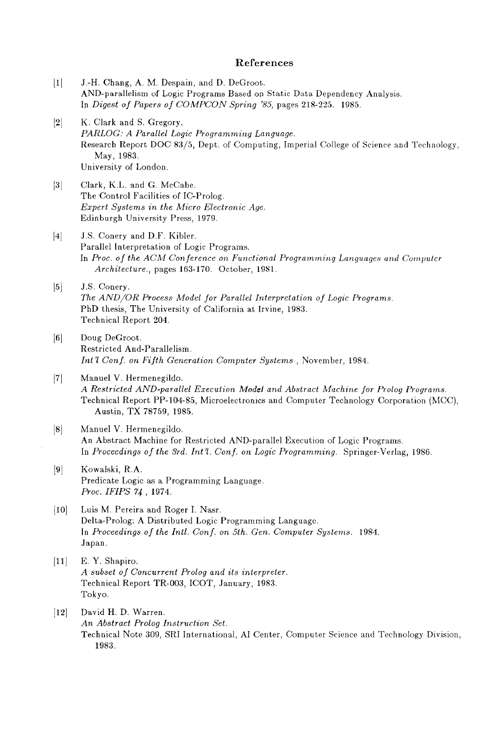## References

[1] J.-H. Chang, A. M. Despain, and D. DeGroot.
AND-parallelism of Logic Programs Based on Static Data Dependency Analysis.
In *Digest of Papers of COMPCON Spring '85*, pages 218-225. 1985.

[2] K. Clark and S. Gregory.
*PARLOG: A Parallel Logic Programming Language.*
Research Report DOC 83/5, Dept. of Computing, Imperial College of Science and Technology, May, 1983.
University of London.

[3] Clark, K.L. and G. McCabe.
The Control Facilities of IC-Prolog.
*Expert Systems in the Micro Electronic Age.*
Edinburgh University Press, 1979.

[4] J.S. Conery and D.F. Kibler.
Parallel Interpretation of Logic Programs.
In *Proc. of the ACM Conference on Functional Programming Languages and Computer Architecture.*, pages 163-170. October, 1981.

[5] J.S. Conery.
*The AND/OR Process Model for Parallel Interpretation of Logic Programs.*
PhD thesis, The University of California at Irvine, 1983.
Technical Report 204.

[6] Doug DeGroot.
Restricted And-Parallelism.
*Int'l Conf. on Fifth Generation Computer Systems* , November, 1984.

[7] Manuel V. Hermenegildo.
*A Restricted AND-parallel Execution Model and Abstract Machine for Prolog Programs.*
Technical Report PP-104-85, Microelectronics and Computer Technology Corporation (MCC), Austin, TX 78759, 1985.

[8] Manuel V. Hermenegildo.
An Abstract Machine for Restricted AND-parallel Execution of Logic Programs.
In *Proceedings of the 3rd. Int'l. Conf. on Logic Programming.* Springer-Verlag, 1986.

[9] Kowalski, R.A.
Predicate Logic as a Programming Language.
*Proc. IFIPS 74* , 1974.

[10] Luis M. Pereira and Roger I. Nasr.
Delta-Prolog: A Distributed Logic Programming Language.
In *Proceedings of the Intl. Conf. on 5th. Gen. Computer Systems.* 1984.
Japan.

[11] E. Y. Shapiro.
*A subset of Concurrent Prolog and its interpreter.*
Technical Report TR-003, ICOT, January, 1983.
Tokyo.

[12] David H. D. Warren.
*An Abstract Prolog Instruction Set.*
Technical Note 309, SRI International, AI Center, Computer Science and Technology Division, 1983.